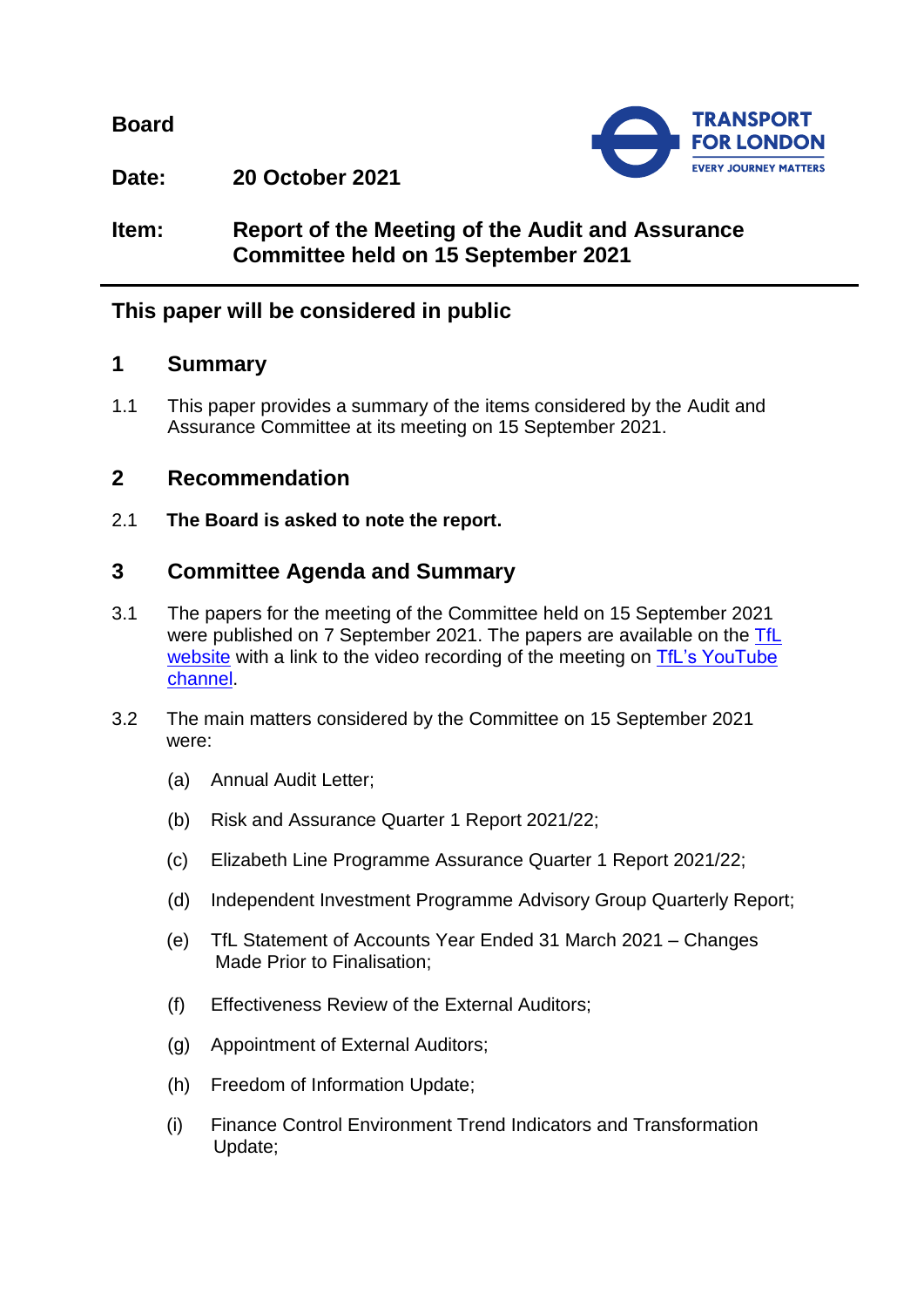**Board**

**Date:** 20 October 2021

**Item:** Report of the Meeting of the Audit and Assurance Committee held on 15 September 2021

**This paper will be considered in public**

## 1 Summary

1.1 This paper provides a summary of the items considered by the Audit and Assurance Committee at its meeting on 15 September 2021.

## 2 Recommendation

2.1 **The Board is asked to note the report.**

## 3 Committee Agenda and Summary

3.1 The papers for the meeting of the Committee held on 15 September 2021 were published on 7 September 2021. The papers are available on the TfL website with a link to the video recording of the meeting on TfL's YouTube channel.

3.2 The main matters considered by the Committee on 15 September 2021 were:

(a) Annual Audit Letter;

(b) Risk and Assurance Quarter 1 Report 2021/22;

(c) Elizabeth Line Programme Assurance Quarter 1 Report 2021/22;

(d) Independent Investment Programme Advisory Group Quarterly Report;

(e) TfL Statement of Accounts Year Ended 31 March 2021 – Changes Made Prior to Finalisation;

(f) Effectiveness Review of the External Auditors;

(g) Appointment of External Auditors;

(h) Freedom of Information Update;

(i) Finance Control Environment Trend Indicators and Transformation Update;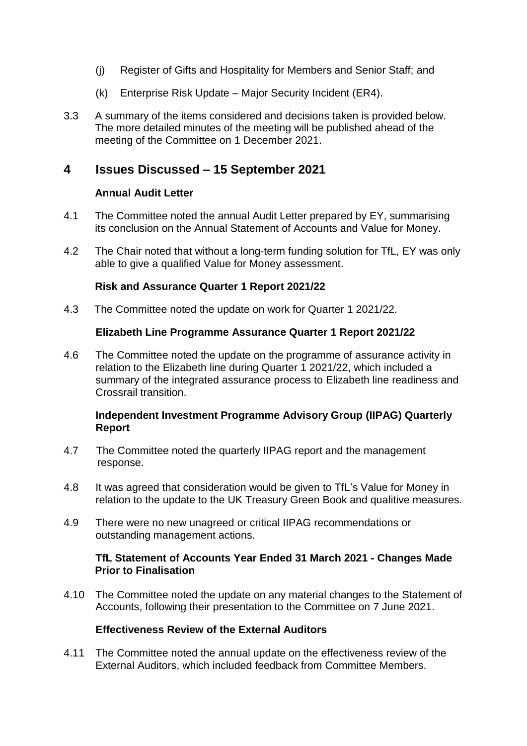(j) Register of Gifts and Hospitality for Members and Senior Staff; and

(k) Enterprise Risk Update – Major Security Incident (ER4).

3.3 A summary of the items considered and decisions taken is provided below. The more detailed minutes of the meeting will be published ahead of the meeting of the Committee on 1 December 2021.

## 4 Issues Discussed – 15 September 2021

**Annual Audit Letter**

4.1 The Committee noted the annual Audit Letter prepared by EY, summarising its conclusion on the Annual Statement of Accounts and Value for Money.

4.2 The Chair noted that without a long-term funding solution for TfL, EY was only able to give a qualified Value for Money assessment.

**Risk and Assurance Quarter 1 Report 2021/22**

4.3 The Committee noted the update on work for Quarter 1 2021/22.

**Elizabeth Line Programme Assurance Quarter 1 Report 2021/22**

4.6 The Committee noted the update on the programme of assurance activity in relation to the Elizabeth line during Quarter 1 2021/22, which included a summary of the integrated assurance process to Elizabeth line readiness and Crossrail transition.

**Independent Investment Programme Advisory Group (IIPAG) Quarterly Report**

4.7 The Committee noted the quarterly IIPAG report and the management response.

4.8 It was agreed that consideration would be given to TfL's Value for Money in relation to the update to the UK Treasury Green Book and qualitive measures.

4.9 There were no new unagreed or critical IIPAG recommendations or outstanding management actions.

**TfL Statement of Accounts Year Ended 31 March 2021 - Changes Made Prior to Finalisation**

4.10 The Committee noted the update on any material changes to the Statement of Accounts, following their presentation to the Committee on 7 June 2021.

**Effectiveness Review of the External Auditors**

4.11 The Committee noted the annual update on the effectiveness review of the External Auditors, which included feedback from Committee Members.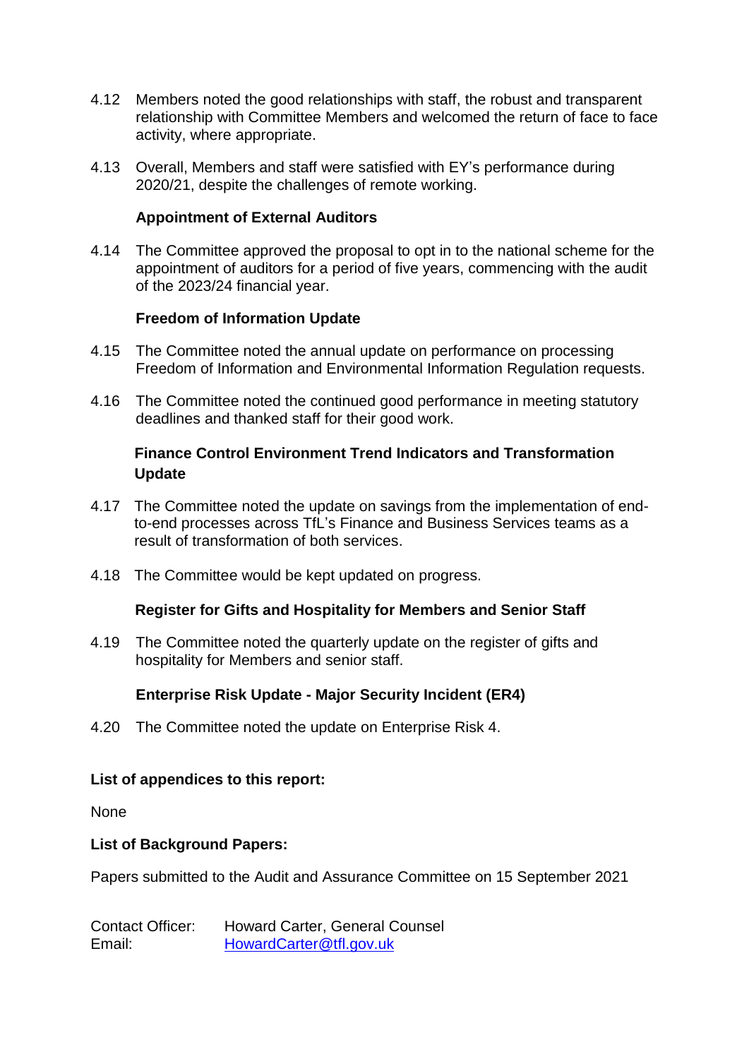4.12 Members noted the good relationships with staff, the robust and transparent relationship with Committee Members and welcomed the return of face to face activity, where appropriate.

4.13 Overall, Members and staff were satisfied with EY's performance during 2020/21, despite the challenges of remote working.

**Appointment of External Auditors**

4.14 The Committee approved the proposal to opt in to the national scheme for the appointment of auditors for a period of five years, commencing with the audit of the 2023/24 financial year.

**Freedom of Information Update**

4.15 The Committee noted the annual update on performance on processing Freedom of Information and Environmental Information Regulation requests.

4.16 The Committee noted the continued good performance in meeting statutory deadlines and thanked staff for their good work.

**Finance Control Environment Trend Indicators and Transformation Update**

4.17 The Committee noted the update on savings from the implementation of end-to-end processes across TfL's Finance and Business Services teams as a result of transformation of both services.

4.18 The Committee would be kept updated on progress.

**Register for Gifts and Hospitality for Members and Senior Staff**

4.19 The Committee noted the quarterly update on the register of gifts and hospitality for Members and senior staff.

**Enterprise Risk Update - Major Security Incident (ER4)**

4.20 The Committee noted the update on Enterprise Risk 4.

**List of appendices to this report:**

None

**List of Background Papers:**

Papers submitted to the Audit and Assurance Committee on 15 September 2021

Contact Officer: Howard Carter, General Counsel
Email: HowardCarter@tfl.gov.uk